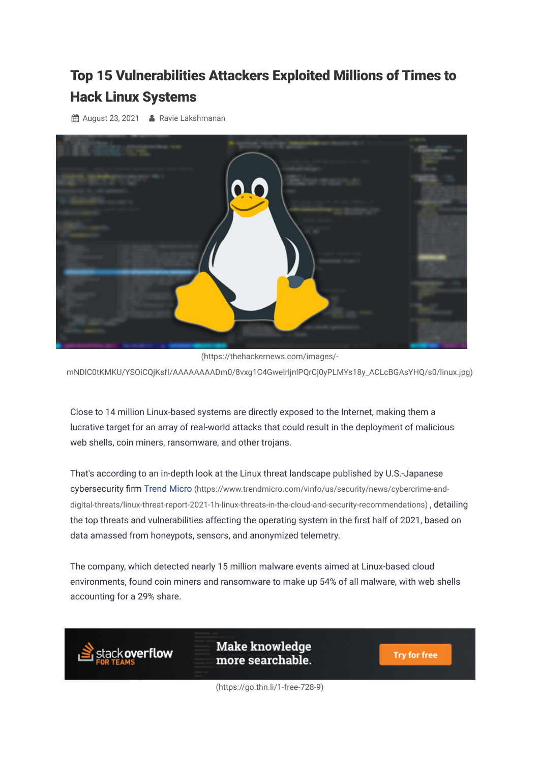# Top 15 Vulnerabilities Attackers Exploited Millions of Times to Hack Linux Systems

August 23, 2021 Ravie Lakshmanan

(https://thehackernews.com/images/-mNDlC0tKMKU/YSOiCQjKsfI/AAAAAAAADm0/8vxg1C4GwelrljnlPQrCj0yPLMYs18y_ACLcBGAsYHQ/s0/linux.jpg)

Close to 14 million Linux-based systems are directly exposed to the Internet, making them a lucrative target for an array of real-world attacks that could result in the deployment of malicious web shells, coin miners, ransomware, and other trojans.

That's according to an in-depth look at the Linux threat landscape published by U.S.-Japanese cybersecurity firm Trend Micro (https://www.trendmicro.com/vinfo/us/security/news/cybercrime-and-digital-threats/linux-threat-report-2021-1h-linux-threats-in-the-cloud-and-security-recommendations) , detailing the top threats and vulnerabilities affecting the operating system in the first half of 2021, based on data amassed from honeypots, sensors, and anonymized telemetry.

The company, which detected nearly 15 million malware events aimed at Linux-based cloud environments, found coin miners and ransomware to make up 54% of all malware, with web shells accounting for a 29% share.

stackoverflow FOR TEAMS Make knowledge more searchable. Try for free

(https://go.thn.li/1-free-728-9)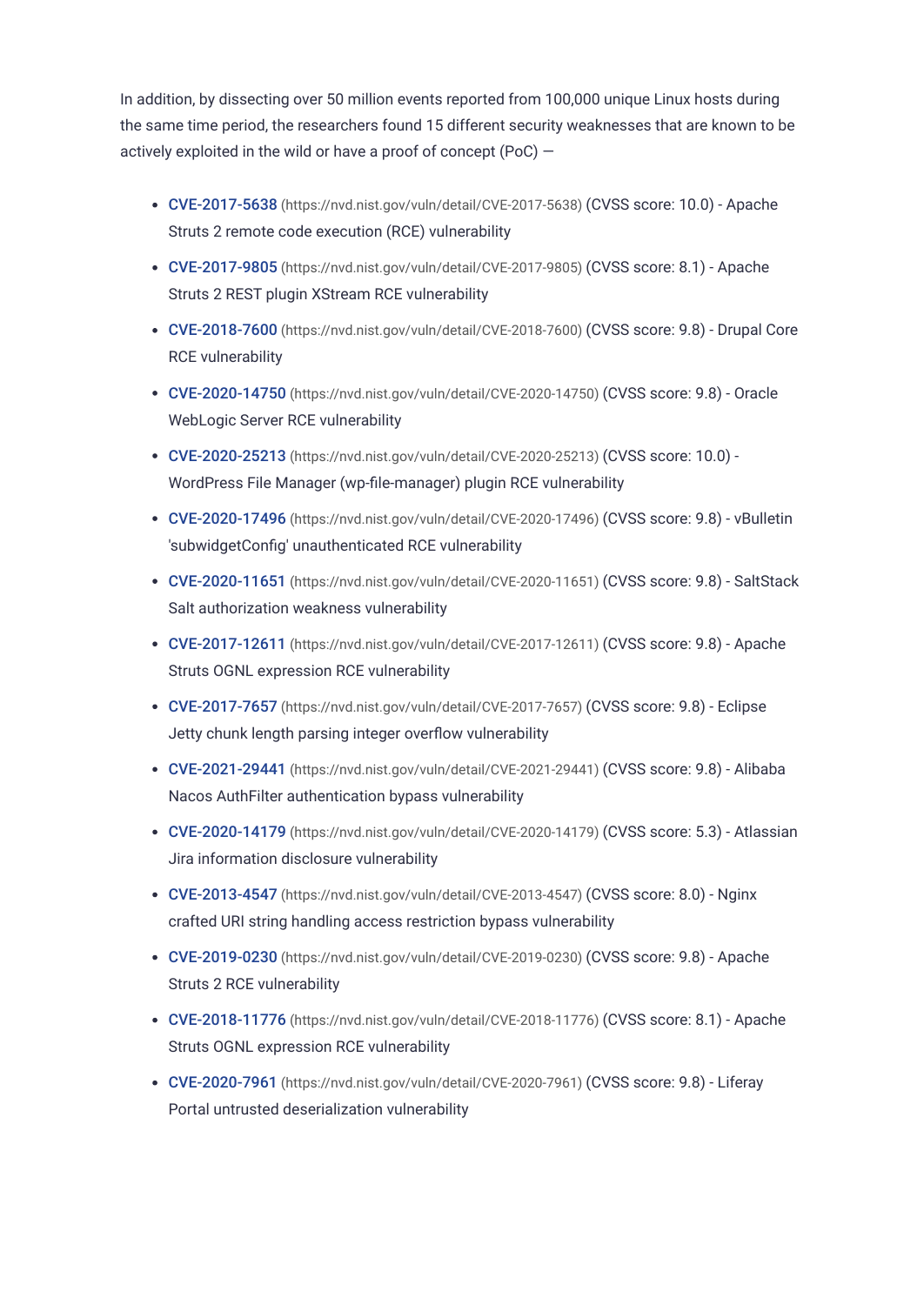In addition, by dissecting over 50 million events reported from 100,000 unique Linux hosts during the same time period, the researchers found 15 different security weaknesses that are known to be actively exploited in the wild or have a proof of concept (PoC) —

- **CVE-2017-5638** (https://nvd.nist.gov/vuln/detail/CVE-2017-5638) (CVSS score: 10.0) - Apache Struts 2 remote code execution (RCE) vulnerability
- **CVE-2017-9805** (https://nvd.nist.gov/vuln/detail/CVE-2017-9805) (CVSS score: 8.1) - Apache Struts 2 REST plugin XStream RCE vulnerability
- **CVE-2018-7600** (https://nvd.nist.gov/vuln/detail/CVE-2018-7600) (CVSS score: 9.8) - Drupal Core RCE vulnerability
- **CVE-2020-14750** (https://nvd.nist.gov/vuln/detail/CVE-2020-14750) (CVSS score: 9.8) - Oracle WebLogic Server RCE vulnerability
- **CVE-2020-25213** (https://nvd.nist.gov/vuln/detail/CVE-2020-25213) (CVSS score: 10.0) - WordPress File Manager (wp-file-manager) plugin RCE vulnerability
- **CVE-2020-17496** (https://nvd.nist.gov/vuln/detail/CVE-2020-17496) (CVSS score: 9.8) - vBulletin 'subwidgetConfig' unauthenticated RCE vulnerability
- **CVE-2020-11651** (https://nvd.nist.gov/vuln/detail/CVE-2020-11651) (CVSS score: 9.8) - SaltStack Salt authorization weakness vulnerability
- **CVE-2017-12611** (https://nvd.nist.gov/vuln/detail/CVE-2017-12611) (CVSS score: 9.8) - Apache Struts OGNL expression RCE vulnerability
- **CVE-2017-7657** (https://nvd.nist.gov/vuln/detail/CVE-2017-7657) (CVSS score: 9.8) - Eclipse Jetty chunk length parsing integer overflow vulnerability
- **CVE-2021-29441** (https://nvd.nist.gov/vuln/detail/CVE-2021-29441) (CVSS score: 9.8) - Alibaba Nacos AuthFilter authentication bypass vulnerability
- **CVE-2020-14179** (https://nvd.nist.gov/vuln/detail/CVE-2020-14179) (CVSS score: 5.3) - Atlassian Jira information disclosure vulnerability
- **CVE-2013-4547** (https://nvd.nist.gov/vuln/detail/CVE-2013-4547) (CVSS score: 8.0) - Nginx crafted URI string handling access restriction bypass vulnerability
- **CVE-2019-0230** (https://nvd.nist.gov/vuln/detail/CVE-2019-0230) (CVSS score: 9.8) - Apache Struts 2 RCE vulnerability
- **CVE-2018-11776** (https://nvd.nist.gov/vuln/detail/CVE-2018-11776) (CVSS score: 8.1) - Apache Struts OGNL expression RCE vulnerability
- **CVE-2020-7961** (https://nvd.nist.gov/vuln/detail/CVE-2020-7961) (CVSS score: 9.8) - Liferay Portal untrusted deserialization vulnerability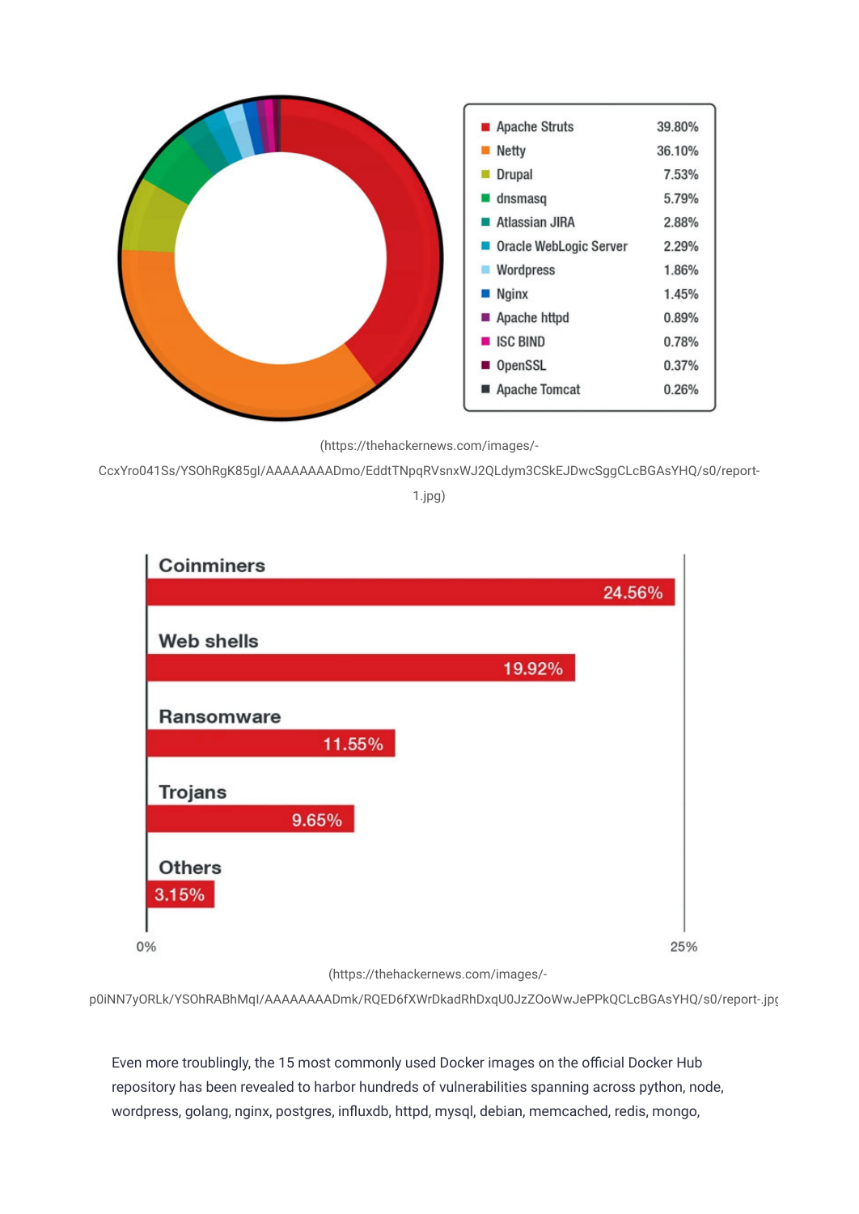| | |
|---|---|
| Apache Struts | 39.80% |
| Netty | 36.10% |
| Drupal | 7.53% |
| dnsmasq | 5.79% |
| Atlassian JIRA | 2.88% |
| Oracle WebLogic Server | 2.29% |
| Wordpress | 1.86% |
| Nginx | 1.45% |
| Apache httpd | 0.89% |
| ISC BIND | 0.78% |
| OpenSSL | 0.37% |
| Apache Tomcat | 0.26% |

(https://thehackernews.com/images/-CcxYro041Ss/YSOhRgK85gI/AAAAAAAADmo/EddtTNpqRVsnxWJ2QLdym3CSkEJDwcSggCLcBGAsYHQ/s0/report-1.jpg)

| | |
|---|---|
| Coinminers | 24.56% |
| Web shells | 19.92% |
| Ransomware | 11.55% |
| Trojans | 9.65% |
| Others | 3.15% |

(https://thehackernews.com/images/-p0iNN7yORLk/YSOhRABhMqI/AAAAAAAADmk/RQED6fXWrDkadRhDxqU0JzZOoWwJePPkQCLcBGAsYHQ/s0/report-.jpg

Even more troublingly, the 15 most commonly used Docker images on the official Docker Hub repository has been revealed to harbor hundreds of vulnerabilities spanning across python, node, wordpress, golang, nginx, postgres, influxdb, httpd, mysql, debian, memcached, redis, mongo,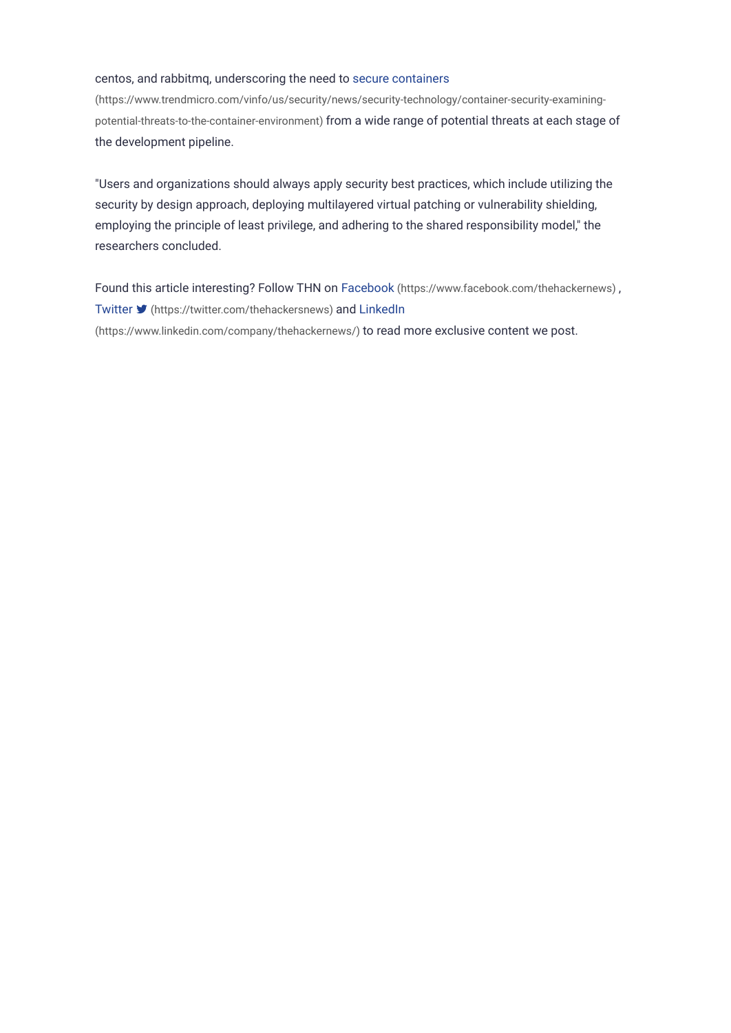centos, and rabbitmq, underscoring the need to secure containers (https://www.trendmicro.com/vinfo/us/security/news/security-technology/container-security-examining-potential-threats-to-the-container-environment) from a wide range of potential threats at each stage of the development pipeline.

"Users and organizations should always apply security best practices, which include utilizing the security by design approach, deploying multilayered virtual patching or vulnerability shielding, employing the principle of least privilege, and adhering to the shared responsibility model," the researchers concluded.

Found this article interesting? Follow THN on Facebook (https://www.facebook.com/thehackernews) , Twitter (https://twitter.com/thehackersnews) and LinkedIn (https://www.linkedin.com/company/thehackernews/) to read more exclusive content we post.